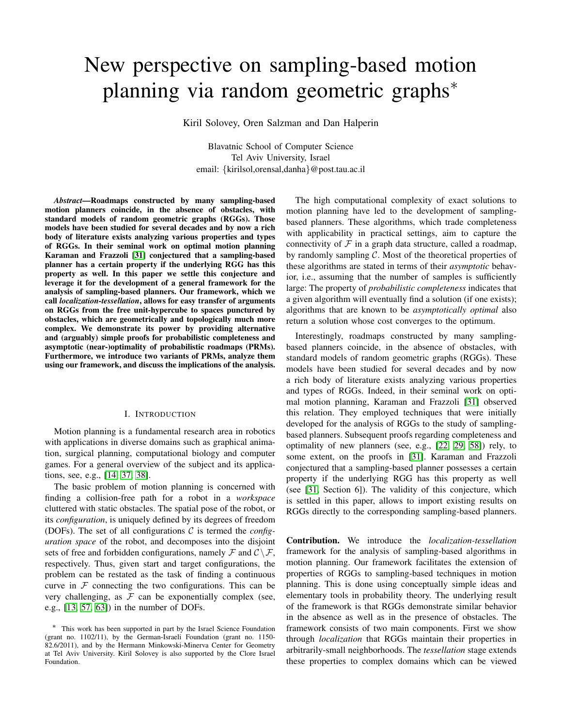# New perspective on sampling-based motion planning via random geometric graphs*

Kiril Solovey, Oren Salzman and Dan Halperin

Blavatnic School of Computer Science
Tel Aviv University, Israel
email: {kirilsol,orensal,danha}@post.tau.ac.il

***Abstract*—Roadmaps constructed by many sampling-based motion planners coincide, in the absence of obstacles, with standard models of random geometric graphs (RGGs). Those models have been studied for several decades and by now a rich body of literature exists analyzing various properties and types of RGGs. In their seminal work on optimal motion planning Karaman and Frazzoli [31] conjectured that a sampling-based planner has a certain property if the underlying RGG has this property as well. In this paper we settle this conjecture and leverage it for the development of a general framework for the analysis of sampling-based planners. Our framework, which we call *localization-tessellation*, allows for easy transfer of arguments on RGGs from the free unit-hypercube to spaces punctured by obstacles, which are geometrically and topologically much more complex. We demonstrate its power by providing alternative and (arguably) simple proofs for probabilistic completeness and asymptotic (near-)optimality of probabilistic roadmaps (PRMs). Furthermore, we introduce two variants of PRMs, analyze them using our framework, and discuss the implications of the analysis.**

## I. Introduction

Motion planning is a fundamental research area in robotics with applications in diverse domains such as graphical animation, surgical planning, computational biology and computer games. For a general overview of the subject and its applications, see, e.g., [14, 37, 38].

The basic problem of motion planning is concerned with finding a collision-free path for a robot in a *workspace* cluttered with static obstacles. The spatial pose of the robot, or its *configuration*, is uniquely defined by its degrees of freedom (DOFs). The set of all configurations $\mathcal{C}$ is termed the *configuration space* of the robot, and decomposes into the disjoint sets of free and forbidden configurations, namely $\mathcal{F}$ and $\mathcal{C} \setminus \mathcal{F}$, respectively. Thus, given start and target configurations, the problem can be restated as the task of finding a continuous curve in $\mathcal{F}$ connecting the two configurations. This can be very challenging, as $\mathcal{F}$ can be exponentially complex (see, e.g., [13, 57, 63]) in the number of DOFs.

The high computational complexity of exact solutions to motion planning have led to the development of sampling-based planners. These algorithms, which trade completeness with applicability in practical settings, aim to capture the connectivity of $\mathcal{F}$ in a graph data structure, called a roadmap, by randomly sampling $\mathcal{C}$. Most of the theoretical properties of these algorithms are stated in terms of their *asymptotic* behavior, i.e., assuming that the number of samples is sufficiently large: The property of *probabilistic completeness* indicates that a given algorithm will eventually find a solution (if one exists); algorithms that are known to be *asymptotically optimal* also return a solution whose cost converges to the optimum.

Interestingly, roadmaps constructed by many sampling-based planners coincide, in the absence of obstacles, with standard models of random geometric graphs (RGGs). These models have been studied for several decades and by now a rich body of literature exists analyzing various properties and types of RGGs. Indeed, in their seminal work on optimal motion planning, Karaman and Frazzoli [31] observed this relation. They employed techniques that were initially developed for the analysis of RGGs to the study of sampling-based planners. Subsequent proofs regarding completeness and optimality of new planners (see, e.g., [22, 29, 58]) rely, to some extent, on the proofs in [31]. Karaman and Frazzoli conjectured that a sampling-based planner possesses a certain property if the underlying RGG has this property as well (see [31, Section 6]). The validity of this conjecture, which is settled in this paper, allows to import existing results on RGGs directly to the corresponding sampling-based planners.

**Contribution.** We introduce the *localization-tessellation* framework for the analysis of sampling-based algorithms in motion planning. Our framework facilitates the extension of properties of RGGs to sampling-based techniques in motion planning. This is done using conceptually simple ideas and elementary tools in probability theory. The underlying result of the framework is that RGGs demonstrate similar behavior in the absence as well as in the presence of obstacles. The framework consists of two main components. First we show through *localization* that RGGs maintain their properties in arbitrarily-small neighborhoods. The *tessellation* stage extends these properties to complex domains which can be viewed

\* This work has been supported in part by the Israel Science Foundation (grant no. 1102/11), by the German-Israeli Foundation (grant no. 1150-82.6/2011), and by the Hermann Minkowski-Minerva Center for Geometry at Tel Aviv University. Kiril Solovey is also supported by the Clore Israel Foundation.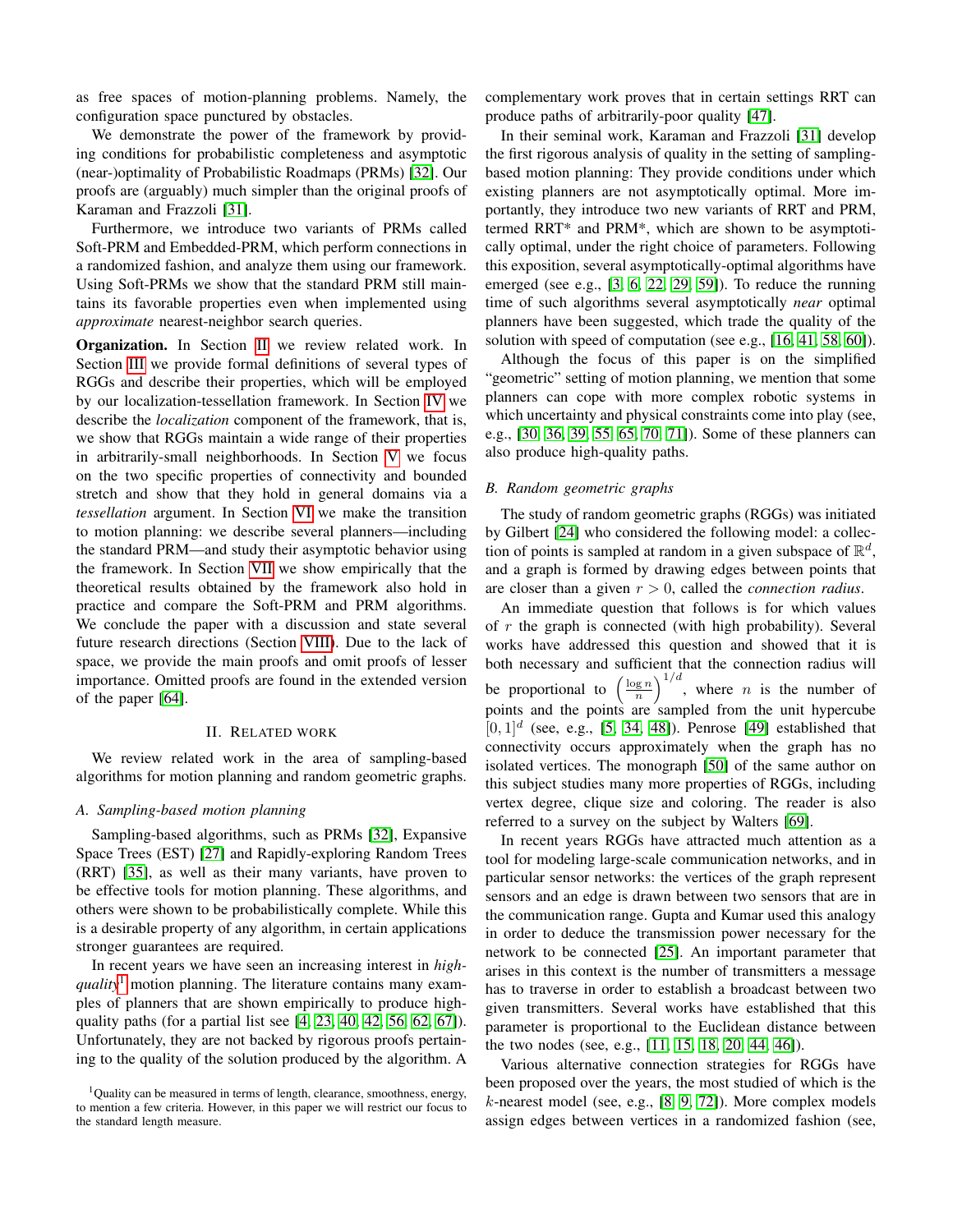as free spaces of motion-planning problems. Namely, the configuration space punctured by obstacles.

We demonstrate the power of the framework by providing conditions for probabilistic completeness and asymptotic (near-)optimality of Probabilistic Roadmaps (PRMs) [32]. Our proofs are (arguably) much simpler than the original proofs of Karaman and Frazzoli [31].

Furthermore, we introduce two variants of PRMs called Soft-PRM and Embedded-PRM, which perform connections in a randomized fashion, and analyze them using our framework. Using Soft-PRMs we show that the standard PRM still maintains its favorable properties even when implemented using *approximate* nearest-neighbor search queries.

**Organization.** In Section II we review related work. In Section III we provide formal definitions of several types of RGGs and describe their properties, which will be employed by our localization-tessellation framework. In Section IV we describe the *localization* component of the framework, that is, we show that RGGs maintain a wide range of their properties in arbitrarily-small neighborhoods. In Section V we focus on the two specific properties of connectivity and bounded stretch and show that they hold in general domains via a *tessellation* argument. In Section VI we make the transition to motion planning: we describe several planners—including the standard PRM—and study their asymptotic behavior using the framework. In Section VII we show empirically that the theoretical results obtained by the framework also hold in practice and compare the Soft-PRM and PRM algorithms. We conclude the paper with a discussion and state several future research directions (Section VIII). Due to the lack of space, we provide the main proofs and omit proofs of lesser importance. Omitted proofs are found in the extended version of the paper [64].

## II. Related work

We review related work in the area of sampling-based algorithms for motion planning and random geometric graphs.

### A. Sampling-based motion planning

Sampling-based algorithms, such as PRMs [32], Expansive Space Trees (EST) [27] and Rapidly-exploring Random Trees (RRT) [35], as well as their many variants, have proven to be effective tools for motion planning. These algorithms, and others were shown to be probabilistically complete. While this is a desirable property of any algorithm, in certain applications stronger guarantees are required.

In recent years we have seen an increasing interest in *high-quality*[1] motion planning. The literature contains many examples of planners that are shown empirically to produce high-quality paths (for a partial list see [4, 23, 40, 42, 56, 62, 67]). Unfortunately, they are not backed by rigorous proofs pertaining to the quality of the solution produced by the algorithm. A complementary work proves that in certain settings RRT can produce paths of arbitrarily-poor quality [47].

In their seminal work, Karaman and Frazzoli [31] develop the first rigorous analysis of quality in the setting of sampling-based motion planning: They provide conditions under which existing planners are not asymptotically optimal. More importantly, they introduce two new variants of RRT and PRM, termed RRT* and PRM*, which are shown to be asymptotically optimal, under the right choice of parameters. Following this exposition, several asymptotically-optimal algorithms have emerged (see e.g., [3, 6, 22, 29, 59]). To reduce the running time of such algorithms several asymptotically *near* optimal planners have been suggested, which trade the quality of the solution with speed of computation (see e.g., [16, 41, 58, 60]).

Although the focus of this paper is on the simplified "geometric" setting of motion planning, we mention that some planners can cope with more complex robotic systems in which uncertainty and physical constraints come into play (see, e.g., [30, 36, 39, 55, 65, 70, 71]). Some of these planners can also produce high-quality paths.

### B. Random geometric graphs

The study of random geometric graphs (RGGs) was initiated by Gilbert [24] who considered the following model: a collection of points is sampled at random in a given subspace of $\mathbb{R}^d$, and a graph is formed by drawing edges between points that are closer than a given $r > 0$, called the *connection radius*.

An immediate question that follows is for which values of $r$ the graph is connected (with high probability). Several works have addressed this question and showed that it is both necessary and sufficient that the connection radius will be proportional to $\left(\frac{\log n}{n}\right)^{1/d}$, where $n$ is the number of points and the points are sampled from the unit hypercube $[0,1]^d$ (see, e.g., [5, 34, 48]). Penrose [49] established that connectivity occurs approximately when the graph has no isolated vertices. The monograph [50] of the same author on this subject studies many more properties of RGGs, including vertex degree, clique size and coloring. The reader is also referred to a survey on the subject by Walters [69].

In recent years RGGs have attracted much attention as a tool for modeling large-scale communication networks, and in particular sensor networks: the vertices of the graph represent sensors and an edge is drawn between two sensors that are in the communication range. Gupta and Kumar used this analogy in order to deduce the transmission power necessary for the network to be connected [25]. An important parameter that arises in this context is the number of transmitters a message has to traverse in order to establish a broadcast between two given transmitters. Several works have established that this parameter is proportional to the Euclidean distance between the two nodes (see, e.g., [11, 15, 18, 20, 44, 46]).

Various alternative connection strategies for RGGs have been proposed over the years, the most studied of which is the $k$-nearest model (see, e.g., [8, 9, 72]). More complex models assign edges between vertices in a randomized fashion (see,

[1] Quality can be measured in terms of length, clearance, smoothness, energy, to mention a few criteria. However, in this paper we will restrict our focus to the standard length measure.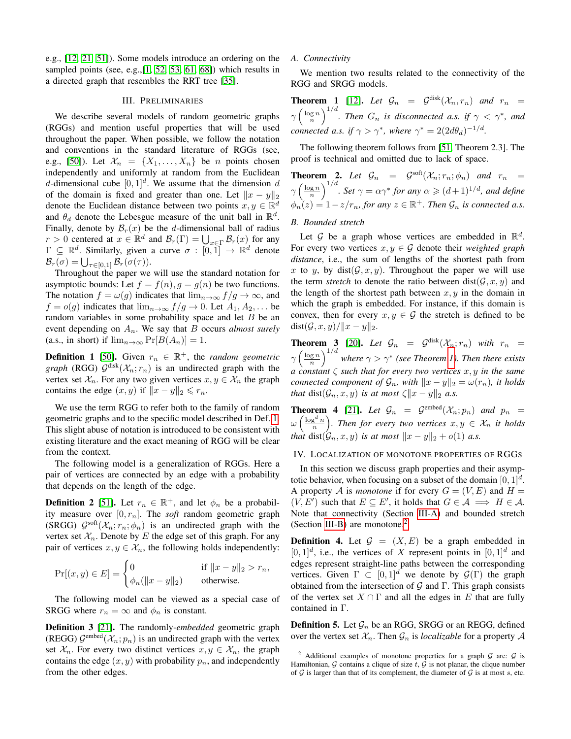e.g., [12, 21, 51]). Some models introduce an ordering on the sampled points (see, e.g.,[1, 52, 53, 61, 68]) which results in a directed graph that resembles the RRT tree [35].

## III. Preliminaries

We describe several models of random geometric graphs (RGGs) and mention useful properties that will be used throughout the paper. When possible, we follow the notation and conventions in the standard literature of RGGs (see, e.g., [50]). Let $\mathcal{X}_n = \{X_1, \ldots, X_n\}$ be $n$ points chosen independently and uniformly at random from the Euclidean $d$-dimensional cube $[0,1]^d$. We assume that the dimension $d$ of the domain is fixed and greater than one. Let $\|x - y\|_2$ denote the Euclidean distance between two points $x, y \in \mathbb{R}^d$ and $\theta_d$ denote the Lebesgue measure of the unit ball in $\mathbb{R}^d$. Finally, denote by $\mathcal{B}_r(x)$ be the $d$-dimensional ball of radius $r > 0$ centered at $x \in \mathbb{R}^d$ and $\mathcal{B}_r(\Gamma) = \bigcup_{x \in \Gamma} \mathcal{B}_r(x)$ for any $\Gamma \subseteq \mathbb{R}^d$. Similarly, given a curve $\sigma : [0,1] \to \mathbb{R}^d$ denote $\mathcal{B}_r(\sigma) = \bigcup_{\tau \in [0,1]} \mathcal{B}_r(\sigma(\tau))$.

Throughout the paper we will use the standard notation for asymptotic bounds: Let $f = f(n), g = g(n)$ be two functions. The notation $f = \omega(g)$ indicates that $\lim_{n \to \infty} f/g \to \infty$, and $f = o(g)$ indicates that $\lim_{n \to \infty} f/g \to 0$. Let $A_1, A_2, \ldots$ be random variables in some probability space and let $B$ be an event depending on $A_n$. We say that $B$ occurs *almost surely* (a.s., in short) if $\lim_{n \to \infty} \Pr[B(A_n)] = 1$.

**Definition 1** [50]. Given $r_n \in \mathbb{R}^+$, the *random geometric graph* (RGG) $\mathcal{G}^{\text{disk}}(\mathcal{X}_n; r_n)$ is an undirected graph with the vertex set $\mathcal{X}_n$. For any two given vertices $x, y \in \mathcal{X}_n$ the graph contains the edge $(x, y)$ if $\|x - y\|_2 \leqslant r_n$.

We use the term RGG to refer both to the family of random geometric graphs and to the specific model described in Def. 1. This slight abuse of notation is introduced to be consistent with existing literature and the exact meaning of RGG will be clear from the context.

The following model is a generalization of RGGs. Here a pair of vertices are connected by an edge with a probability that depends on the length of the edge.

**Definition 2** [51]. Let $r_n \in \mathbb{R}^+$, and let $\phi_n$ be a probability measure over $[0, r_n]$. The *soft* random geometric graph (SRGG) $\mathcal{G}^{\text{soft}}(\mathcal{X}_n; r_n; \phi_n)$ is an undirected graph with the vertex set $\mathcal{X}_n$. Denote by $E$ the edge set of this graph. For any pair of vertices $x, y \in \mathcal{X}_n$, the following holds independently:

$$\Pr[(x, y) \in E] = \begin{cases} 0 & \text{if } \|x - y\|_2 > r_n, \\ \phi_n(\|x - y\|_2) & \text{otherwise.} \end{cases}$$

The following model can be viewed as a special case of SRGG where $r_n = \infty$ and $\phi_n$ is constant.

**Definition 3** [21]. The randomly-*embedded* geometric graph (REGG) $\mathcal{G}^{\text{embed}}(\mathcal{X}_n; p_n)$ is an undirected graph with the vertex set $\mathcal{X}_n$. For every two distinct vertices $x, y \in \mathcal{X}_n$, the graph contains the edge $(x, y)$ with probability $p_n$, and independently from the other edges.

### A. Connectivity

We mention two results related to the connectivity of the RGG and SRGG models.

**Theorem 1** [12]. *Let $\mathcal{G}_n = \mathcal{G}^{\text{disk}}(\mathcal{X}_n, r_n)$ and $r_n = \gamma \left( \frac{\log n}{n} \right)^{1/d}$. Then $G_n$ is disconnected a.s. if $\gamma < \gamma^*$, and connected a.s. if $\gamma > \gamma^*$, where $\gamma^* = 2(2d\theta_d)^{-1/d}$.*

The following theorem follows from [51, Theorem 2.3]. The proof is technical and omitted due to lack of space.

**Theorem 2.** *Let $\mathcal{G}_n = \mathcal{G}^{\text{soft}}(\mathcal{X}_n; r_n; \phi_n)$ and $r_n = \gamma \left( \frac{\log n}{n} \right)^{1/d}$. Set $\gamma = \alpha \gamma^*$ for any $\alpha \geqslant (d+1)^{1/d}$, and define $\phi_n(z) = 1 - z/r_n$, for any $z \in \mathbb{R}^+$. Then $\mathcal{G}_n$ is connected a.s.*

### B. Bounded stretch

Let $\mathcal{G}$ be a graph whose vertices are embedded in $\mathbb{R}^d$. For every two vertices $x, y \in \mathcal{G}$ denote their *weighted graph distance*, i.e., the sum of lengths of the shortest path from $x$ to $y$, by $\text{dist}(\mathcal{G}, x, y)$. Throughout the paper we will use the term *stretch* to denote the ratio between $\text{dist}(\mathcal{G}, x, y)$ and the length of the shortest path between $x, y$ in the domain in which the graph is embedded. For instance, if this domain is convex, then for every $x, y \in \mathcal{G}$ the stretch is defined to be $\text{dist}(\mathcal{G}, x, y)/\|x - y\|_2$.

**Theorem 3** [20]. *Let $\mathcal{G}_n = \mathcal{G}^{\text{disk}}(\mathcal{X}_n; r_n)$ with $r_n = \gamma \left( \frac{\log n}{n} \right)^{1/d}$ where $\gamma > \gamma^*$ (see Theorem 1). Then there exists a constant $\zeta$ such that for every two vertices $x, y$ in the same connected component of $\mathcal{G}_n$, with $\|x - y\|_2 = \omega(r_n)$, it holds that $\text{dist}(\mathcal{G}_n, x, y)$ is at most $\zeta \|x - y\|_2$ a.s.*

**Theorem 4** [21]. *Let $\mathcal{G}_n = \mathcal{G}^{\text{embed}}(\mathcal{X}_n; p_n)$ and $p_n = \omega \left( \frac{\log^d n}{n} \right)$. Then for every two vertices $x, y \in \mathcal{X}_n$ it holds that $\text{dist}(\mathcal{G}_n, x, y)$ is at most $\|x - y\|_2 + o(1)$ a.s.*

## IV. Localization of monotone properties of RGGs

In this section we discuss graph properties and their asymptotic behavior, when focusing on a subset of the domain $[0,1]^d$. A property $\mathcal{A}$ is *monotone* if for every $G = (V, E)$ and $H = (V, E')$ such that $E \subseteq E'$, it holds that $G \in \mathcal{A} \implies H \in \mathcal{A}$. Note that connectivity (Section III-A) and bounded stretch (Section III-B) are monotone.[2]

**Definition 4.** Let $\mathcal{G} = (X, E)$ be a graph embedded in $[0,1]^d$, i.e., the vertices of $X$ represent points in $[0,1]^d$ and edges represent straight-line paths between the corresponding vertices. Given $\Gamma \subset [0,1]^d$ we denote by $\mathcal{G}(\Gamma)$ the graph obtained from the intersection of $\mathcal{G}$ and $\Gamma$. This graph consists of the vertex set $X \cap \Gamma$ and all the edges in $E$ that are fully contained in $\Gamma$.

**Definition 5.** Let $\mathcal{G}_n$ be an RGG, SRGG or an REGG, defined over the vertex set $\mathcal{X}_n$. Then $\mathcal{G}_n$ is *localizable* for a property $\mathcal{A}$

[2] Additional examples of monotone properties for a graph $\mathcal{G}$ are: $\mathcal{G}$ is Hamiltonian, $\mathcal{G}$ contains a clique of size $t$, $\mathcal{G}$ is not planar, the clique number of $\mathcal{G}$ is larger than that of its complement, the diameter of $\mathcal{G}$ is at most $s$, etc.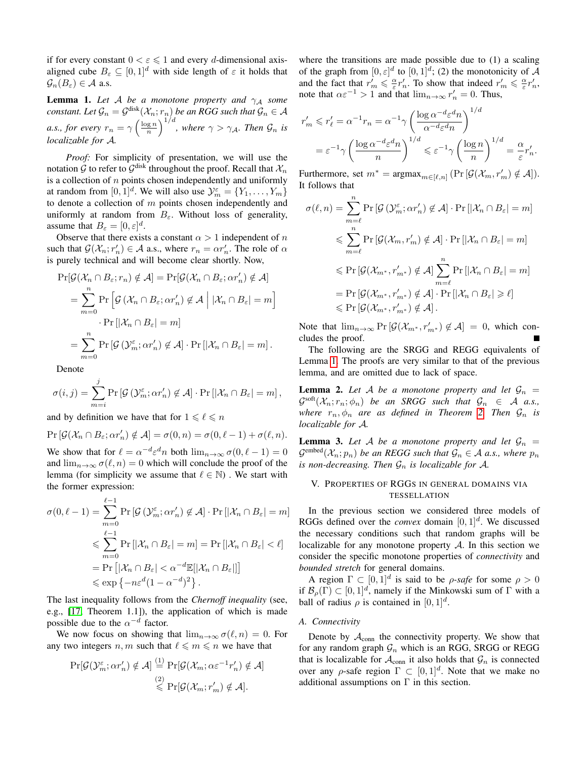if for every constant $0 < \varepsilon \leqslant 1$ and every $d$-dimensional axis-aligned cube $B_\varepsilon \subseteq [0,1]^d$ with side length of $\varepsilon$ it holds that $\mathcal{G}_n(B_\varepsilon) \in \mathcal{A}$ a.s.

**Lemma 1.** *Let $\mathcal{A}$ be a monotone property and $\gamma_\mathcal{A}$ some constant. Let $\mathcal{G}_n = \mathcal{G}^{\text{disk}}(\mathcal{X}_n; r_n)$ be an RGG such that $\mathcal{G}_n \in \mathcal{A}$ a.s., for every $r_n = \gamma \left(\frac{\log n}{n}\right)^{1/d}$, where $\gamma > \gamma_\mathcal{A}$. Then $\mathcal{G}_n$ is localizable for $\mathcal{A}$.*

*Proof:* For simplicity of presentation, we will use the notation $\mathcal{G}$ to refer to $\mathcal{G}^{\text{disk}}$ throughout the proof. Recall that $\mathcal{X}_n$ is a collection of $n$ points chosen independently and uniformly at random from $[0,1]^d$. We will also use $\mathcal{Y}_m^\varepsilon = \{Y_1, \ldots, Y_m\}$ to denote a collection of $m$ points chosen independently and uniformly at random from $B_\varepsilon$. Without loss of generality, assume that $B_\varepsilon = [0,\varepsilon]^d$.

Observe that there exists a constant $\alpha > 1$ independent of $n$ such that $\mathcal{G}(\mathcal{X}_n; r'_n) \in \mathcal{A}$ a.s., where $r_n = \alpha r'_n$. The role of $\alpha$ is purely technical and will become clear shortly. Now,

$$
\begin{aligned}
\Pr[\mathcal{G}(\mathcal{X}_n \cap B_\varepsilon; r_n) \notin \mathcal{A}] &= \Pr[\mathcal{G}(\mathcal{X}_n \cap B_\varepsilon; \alpha r'_n) \notin \mathcal{A}] \\
&= \sum_{m=0}^{n} \Pr\Big[\mathcal{G}\left(\mathcal{X}_n \cap B_\varepsilon; \alpha r'_n\right) \notin \mathcal{A} \;\Big|\; |\mathcal{X}_n \cap B_\varepsilon| = m\Big] \\
&\qquad \cdot \Pr\left[|\mathcal{X}_n \cap B_\varepsilon| = m\right] \\
&= \sum_{m=0}^{n} \Pr\left[\mathcal{G}\left(\mathcal{Y}_m^\varepsilon; \alpha r'_n\right) \notin \mathcal{A}\right] \cdot \Pr\left[|\mathcal{X}_n \cap B_\varepsilon| = m\right].
\end{aligned}
$$

Denote

$$
\sigma(i,j) = \sum_{m=i}^{j} \Pr\left[\mathcal{G}\left(\mathcal{Y}_m^\varepsilon; \alpha r'_n\right) \notin \mathcal{A}\right] \cdot \Pr\left[|\mathcal{X}_n \cap B_\varepsilon| = m\right],
$$

and by definition we have that for $1 \leqslant \ell \leqslant n$

$$
\Pr\left[\mathcal{G}(\mathcal{X}_n \cap B_\varepsilon; \alpha r'_n) \notin \mathcal{A}\right] = \sigma(0,n) = \sigma(0,\ell-1) + \sigma(\ell,n).
$$

We show that for $\ell = \alpha^{-d}\varepsilon^d n$ both $\lim_{n\to\infty} \sigma(0,\ell-1) = 0$ and $\lim_{n\to\infty} \sigma(\ell,n) = 0$ which will conclude the proof of the lemma (for simplicity we assume that $\ell \in \mathbb{N}$) . We start with the former expression:

$$
\begin{aligned}
\sigma(0,\ell-1) &= \sum_{m=0}^{\ell-1} \Pr\left[\mathcal{G}\left(\mathcal{Y}_m^\varepsilon; \alpha r'_n\right) \notin \mathcal{A}\right] \cdot \Pr\left[|\mathcal{X}_n \cap B_\varepsilon| = m\right] \\
&\leqslant \sum_{m=0}^{\ell-1} \Pr\left[|\mathcal{X}_n \cap B_\varepsilon| = m\right] = \Pr\left[|\mathcal{X}_n \cap B_\varepsilon| < \ell\right] \\
&= \Pr\left[|\mathcal{X}_n \cap B_\varepsilon| < \alpha^{-d}\mathbb{E}[|\mathcal{X}_n \cap B_\varepsilon|]\right] \\
&\leqslant \exp\left\{-n\varepsilon^d(1-\alpha^{-d})^2\right\}.
\end{aligned}
$$

The last inequality follows from the *Chernoff inequality* (see, e.g., [17, Theorem 1.1]), the application of which is made possible due to the $\alpha^{-d}$ factor.

We now focus on showing that $\lim_{n\to\infty} \sigma(\ell,n) = 0$. For any two integers $n, m$ such that $\ell \leqslant m \leqslant n$ we have that

$$
\begin{aligned}
\Pr[\mathcal{G}(\mathcal{Y}_m^\varepsilon; \alpha r'_n) \notin \mathcal{A}] &\overset{(1)}{=} \Pr[\mathcal{G}(\mathcal{X}_m; \alpha\varepsilon^{-1} r'_n) \notin \mathcal{A}] \\
&\overset{(2)}{\leqslant} \Pr[\mathcal{G}(\mathcal{X}_m; r'_m) \notin \mathcal{A}].
\end{aligned}
$$

where the transitions are made possible due to (1) a scaling of the graph from $[0,\varepsilon]^d$ to $[0,1]^d$; (2) the monotonicity of $\mathcal{A}$ and the fact that $r'_m \leqslant \frac{\alpha}{\varepsilon} r'_n$. To show that indeed $r'_m \leqslant \frac{\alpha}{\varepsilon} r'_n$, note that $\alpha\varepsilon^{-1} > 1$ and that $\lim_{n\to\infty} r'_n = 0$. Thus,

$$
\begin{aligned}
r'_m \leqslant r'_\ell &= \alpha^{-1} r_n = \alpha^{-1}\gamma\left(\frac{\log \alpha^{-d}\varepsilon^d n}{\alpha^{-d}\varepsilon^d n}\right)^{1/d} \\
&= \varepsilon^{-1}\gamma\left(\frac{\log \alpha^{-d}\varepsilon^d n}{n}\right)^{1/d} \leqslant \varepsilon^{-1}\gamma\left(\frac{\log n}{n}\right)^{1/d} = \frac{\alpha}{\varepsilon} r'_n.
\end{aligned}
$$

Furthermore, set $m^* = \operatorname{argmax}_{m\in[\ell,n]} \left(\Pr\left[\mathcal{G}(\mathcal{X}_m, r'_m) \notin \mathcal{A}\right]\right)$. It follows that

$$
\begin{aligned}
\sigma(\ell,n) &= \sum_{m=\ell}^{n} \Pr\left[\mathcal{G}\left(\mathcal{Y}_m^\varepsilon; \alpha r'_n\right) \notin \mathcal{A}\right] \cdot \Pr\left[|\mathcal{X}_n \cap B_\varepsilon| = m\right] \\
&\leqslant \sum_{m=\ell}^{n} \Pr\left[\mathcal{G}(\mathcal{X}_m, r'_m) \notin \mathcal{A}\right] \cdot \Pr\left[|\mathcal{X}_n \cap B_\varepsilon| = m\right] \\
&\leqslant \Pr\left[\mathcal{G}(\mathcal{X}_{m^*}, r'_{m^*}) \notin \mathcal{A}\right] \sum_{m=\ell}^{n} \Pr\left[|\mathcal{X}_n \cap B_\varepsilon| = m\right] \\
&= \Pr\left[\mathcal{G}(\mathcal{X}_{m^*}, r'_{m^*}) \notin \mathcal{A}\right] \cdot \Pr\left[|\mathcal{X}_n \cap B_\varepsilon| \geqslant \ell\right] \\
&\leqslant \Pr\left[\mathcal{G}(\mathcal{X}_{m^*}, r'_{m^*}) \notin \mathcal{A}\right].
\end{aligned}
$$

Note that $\lim_{n\to\infty} \Pr\left[\mathcal{G}(\mathcal{X}_{m^*}, r'_{m^*}) \notin \mathcal{A}\right] = 0$, which concludes the proof. ■

The following are the SRGG and REGG equivalents of Lemma 1. The proofs are very similar to that of the previous lemma, and are omitted due to lack of space.

**Lemma 2.** *Let $\mathcal{A}$ be a monotone property and let $\mathcal{G}_n = \mathcal{G}^{\text{soft}}(\mathcal{X}_n; r_n; \phi_n)$ be an SRGG such that $\mathcal{G}_n \in \mathcal{A}$ a.s., where $r_n, \phi_n$ are as defined in Theorem 2. Then $\mathcal{G}_n$ is localizable for $\mathcal{A}$.*

**Lemma 3.** *Let $\mathcal{A}$ be a monotone property and let $\mathcal{G}_n = \mathcal{G}^{\text{embed}}(\mathcal{X}_n; p_n)$ be an REGG such that $\mathcal{G}_n \in \mathcal{A}$ a.s., where $p_n$ is non-decreasing. Then $\mathcal{G}_n$ is localizable for $\mathcal{A}$.*

## V. Properties of RGGs in General Domains via Tessellation

In the previous section we considered three models of RGGs defined over the *convex* domain $[0,1]^d$. We discussed the necessary conditions such that random graphs will be localizable for any monotone property $\mathcal{A}$. In this section we consider the specific monotone properties of *connectivity* and *bounded stretch* for general domains.

A region $\Gamma \subset [0,1]^d$ is said to be *$\rho$-safe* for some $\rho > 0$ if $\mathcal{B}_\rho(\Gamma) \subset [0,1]^d$, namely if the Minkowski sum of $\Gamma$ with a ball of radius $\rho$ is contained in $[0,1]^d$.

### A. Connectivity

Denote by $\mathcal{A}_{\text{conn}}$ the connectivity property. We show that for any random graph $\mathcal{G}_n$ which is an RGG, SRGG or REGG that is localizable for $\mathcal{A}_{\text{conn}}$ it also holds that $\mathcal{G}_n$ is connected over any $\rho$-safe region $\Gamma \subset [0,1]^d$. Note that we make no additional assumptions on $\Gamma$ in this section.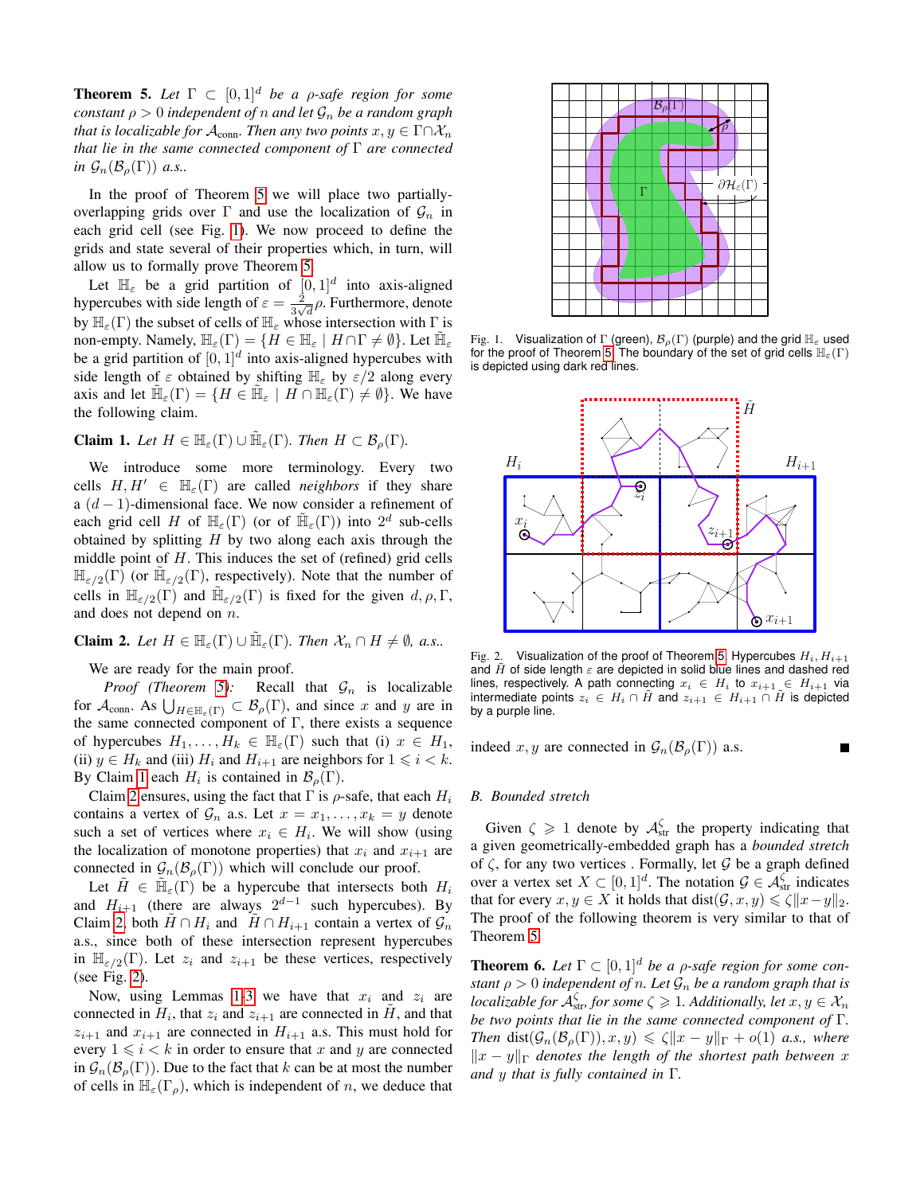**Theorem 5.** *Let $\Gamma \subset [0,1]^d$ be a $\rho$-safe region for some constant $\rho > 0$ independent of $n$ and let $\mathcal{G}_n$ be a random graph that is localizable for $\mathcal{A}_{\text{conn}}$. Then any two points $x, y \in \Gamma \cap \mathcal{X}_n$ that lie in the same connected component of $\Gamma$ are connected in $\mathcal{G}_n(\mathcal{B}_\rho(\Gamma))$ a.s..*

In the proof of Theorem 5 we will place two partially-overlapping grids over $\Gamma$ and use the localization of $\mathcal{G}_n$ in each grid cell (see Fig. 1). We now proceed to define the grids and state several of their properties which, in turn, will allow us to formally prove Theorem 5.

Let $\mathbb{H}_\varepsilon$ be a grid partition of $[0,1]^d$ into axis-aligned hypercubes with side length of $\varepsilon = \frac{2}{3\sqrt{d}}\rho$. Furthermore, denote by $\mathbb{H}_\varepsilon(\Gamma)$ the subset of cells of $\mathbb{H}_\varepsilon$ whose intersection with $\Gamma$ is non-empty. Namely, $\mathbb{H}_\varepsilon(\Gamma) = \{H \in \mathbb{H}_\varepsilon \mid H \cap \Gamma \neq \emptyset\}$. Let $\tilde{\mathbb{H}}_\varepsilon$ be a grid partition of $[0,1]^d$ into axis-aligned hypercubes with side length of $\varepsilon$ obtained by shifting $\mathbb{H}_\varepsilon$ by $\varepsilon/2$ along every axis and let $\tilde{\mathbb{H}}_\varepsilon(\Gamma) = \{H \in \tilde{\mathbb{H}}_\varepsilon \mid H \cap \mathbb{H}_\varepsilon(\Gamma) \neq \emptyset\}$. We have the following claim.

**Claim 1.** *Let $H \in \mathbb{H}_\varepsilon(\Gamma) \cup \tilde{\mathbb{H}}_\varepsilon(\Gamma)$. Then $H \subset \mathcal{B}_\rho(\Gamma)$.*

We introduce some more terminology. Every two cells $H, H' \in \mathbb{H}_\varepsilon(\Gamma)$ are called *neighbors* if they share a $(d-1)$-dimensional face. We now consider a refinement of each grid cell $H$ of $\mathbb{H}_\varepsilon(\Gamma)$ (or of $\tilde{\mathbb{H}}_\varepsilon(\Gamma)$) into $2^d$ sub-cells obtained by splitting $H$ by two along each axis through the middle point of $H$. This induces the set of (refined) grid cells $\mathbb{H}_{\varepsilon/2}(\Gamma)$ (or $\tilde{\mathbb{H}}_{\varepsilon/2}(\Gamma)$, respectively). Note that the number of cells in $\mathbb{H}_{\varepsilon/2}(\Gamma)$ and $\tilde{\mathbb{H}}_{\varepsilon/2}(\Gamma)$ is fixed for the given $d, \rho, \Gamma$, and does not depend on $n$.

**Claim 2.** *Let $H \in \mathbb{H}_\varepsilon(\Gamma) \cup \tilde{\mathbb{H}}_\varepsilon(\Gamma)$. Then $\mathcal{X}_n \cap H \neq \emptyset$, a.s..*

We are ready for the main proof.

*Proof (Theorem 5):* Recall that $\mathcal{G}_n$ is localizable for $\mathcal{A}_{\text{conn}}$. As $\bigcup_{H \in \mathbb{H}_\varepsilon(\Gamma)} \subset \mathcal{B}_\rho(\Gamma)$, and since $x$ and $y$ are in the same connected component of $\Gamma$, there exists a sequence of hypercubes $H_1, \ldots, H_k \in \mathbb{H}_\varepsilon(\Gamma)$ such that (i) $x \in H_1$, (ii) $y \in H_k$ and (iii) $H_i$ and $H_{i+1}$ are neighbors for $1 \leqslant i < k$. By Claim 1 each $H_i$ is contained in $\mathcal{B}_\rho(\Gamma)$.

Claim 2 ensures, using the fact that $\Gamma$ is $\rho$-safe, that each $H_i$ contains a vertex of $\mathcal{G}_n$ a.s. Let $x = x_1, \ldots, x_k = y$ denote such a set of vertices where $x_i \in H_i$. We will show (using the localization of monotone properties) that $x_i$ and $x_{i+1}$ are connected in $\mathcal{G}_n(\mathcal{B}_\rho(\Gamma))$ which will conclude our proof.

Let $\tilde{H} \in \tilde{\mathbb{H}}_\varepsilon(\Gamma)$ be a hypercube that intersects both $H_i$ and $H_{i+1}$ (there are always $2^{d-1}$ such hypercubes). By Claim 2, both $\tilde{H} \cap H_i$ and $\tilde{H} \cap H_{i+1}$ contain a vertex of $\mathcal{G}_n$ a.s., since both of these intersection represent hypercubes in $\mathbb{H}_{\varepsilon/2}(\Gamma)$. Let $z_i$ and $z_{i+1}$ be these vertices, respectively (see Fig. 2).

Now, using Lemmas 1-3 we have that $x_i$ and $z_i$ are connected in $H_i$, that $z_i$ and $z_{i+1}$ are connected in $\tilde{H}$, and that $z_{i+1}$ and $x_{i+1}$ are connected in $H_{i+1}$ a.s. This must hold for every $1 \leqslant i < k$ in order to ensure that $x$ and $y$ are connected in $\mathcal{G}_n(\mathcal{B}_\rho(\Gamma))$. Due to the fact that $k$ can be at most the number of cells in $\mathbb{H}_\varepsilon(\Gamma_\rho)$, which is independent of $n$, we deduce that indeed $x, y$ are connected in $\mathcal{G}_n(\mathcal{B}_\rho(\Gamma))$ a.s. ∎

Fig. 1. Visualization of $\Gamma$ (green), $\mathcal{B}_\rho(\Gamma)$ (purple) and the grid $\mathbb{H}_\varepsilon$ used for the proof of Theorem 5. The boundary of the set of grid cells $\mathbb{H}_\varepsilon(\Gamma)$ is depicted using dark red lines.

Fig. 2. Visualization of the proof of Theorem 5. Hypercubes $H_i, H_{i+1}$ and $\tilde{H}$ of side length $\varepsilon$ are depicted in solid blue lines and dashed red lines, respectively. A path connecting $x_i \in H_i$ to $x_{i+1} \in H_{i+1}$ via intermediate points $z_i \in H_i \cap \tilde{H}$ and $z_{i+1} \in H_{i+1} \cap \tilde{H}$ is depicted by a purple line.

### B. Bounded stretch

Given $\zeta \geqslant 1$ denote by $\mathcal{A}^\zeta_{\text{str}}$ the property indicating that a given geometrically-embedded graph has a *bounded stretch* of $\zeta$, for any two vertices . Formally, let $\mathcal{G}$ be a graph defined over a vertex set $X \subset [0,1]^d$. The notation $\mathcal{G} \in \mathcal{A}^\zeta_{\text{str}}$ indicates that for every $x, y \in X$ it holds that $\text{dist}(\mathcal{G}, x, y) \leqslant \zeta \|x - y\|_2$. The proof of the following theorem is very similar to that of Theorem 5.

**Theorem 6.** *Let $\Gamma \subset [0,1]^d$ be a $\rho$-safe region for some constant $\rho > 0$ independent of $n$. Let $\mathcal{G}_n$ be a random graph that is localizable for $\mathcal{A}^\zeta_{\text{str}}$, for some $\zeta \geqslant 1$. Additionally, let $x, y \in \mathcal{X}_n$ be two points that lie in the same connected component of $\Gamma$. Then $\text{dist}(\mathcal{G}_n(\mathcal{B}_\rho(\Gamma)), x, y) \leqslant \zeta \|x - y\|_\Gamma + o(1)$ a.s., where $\|x - y\|_\Gamma$ denotes the length of the shortest path between $x$ and $y$ that is fully contained in $\Gamma$.*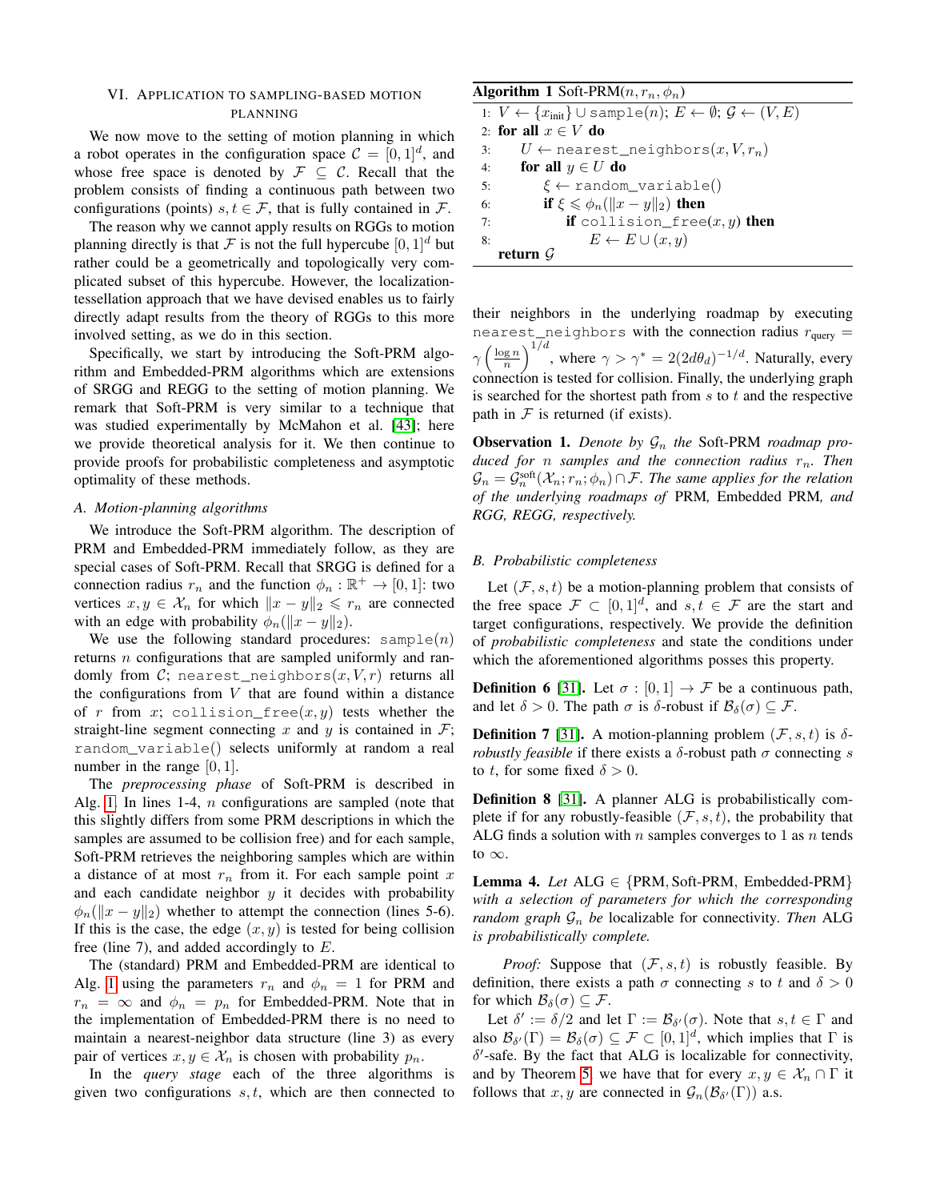## VI. Application to sampling-based motion planning

We now move to the setting of motion planning in which a robot operates in the configuration space $\mathcal{C} = [0,1]^d$, and whose free space is denoted by $\mathcal{F} \subseteq \mathcal{C}$. Recall that the problem consists of finding a continuous path between two configurations (points) $s, t \in \mathcal{F}$, that is fully contained in $\mathcal{F}$.

The reason why we cannot apply results on RGGs to motion planning directly is that $\mathcal{F}$ is not the full hypercube $[0,1]^d$ but rather could be a geometrically and topologically very complicated subset of this hypercube. However, the localization-tessellation approach that we have devised enables us to fairly directly adapt results from the theory of RGGs to this more involved setting, as we do in this section.

Specifically, we start by introducing the Soft-PRM algorithm and Embedded-PRM algorithms which are extensions of SRGG and REGG to the setting of motion planning. We remark that Soft-PRM is very similar to a technique that was studied experimentally by McMahon et al. [43]; here we provide theoretical analysis for it. We then continue to provide proofs for probabilistic completeness and asymptotic optimality of these methods.

### A. Motion-planning algorithms

We introduce the Soft-PRM algorithm. The description of PRM and Embedded-PRM immediately follow, as they are special cases of Soft-PRM. Recall that SRGG is defined for a connection radius $r_n$ and the function $\phi_n : \mathbb{R}^+ \to [0,1]$: two vertices $x, y \in \mathcal{X}_n$ for which $\|x-y\|_2 \leqslant r_n$ are connected with an edge with probability $\phi_n(\|x-y\|_2)$.

We use the following standard procedures: `sample(n)` returns $n$ configurations that are sampled uniformly and randomly from $\mathcal{C}$; `nearest_neighbors(x,V,r)` returns all the configurations from $V$ that are found within a distance of $r$ from $x$; `collision_free(x,y)` tests whether the straight-line segment connecting $x$ and $y$ is contained in $\mathcal{F}$; `random_variable()` selects uniformly at random a real number in the range $[0,1]$.

The *preprocessing phase* of Soft-PRM is described in Alg. 1. In lines 1-4, $n$ configurations are sampled (note that this slightly differs from some PRM descriptions in which the samples are assumed to be collision free) and for each sample, Soft-PRM retrieves the neighboring samples which are within a distance of at most $r_n$ from it. For each sample point $x$ and each candidate neighbor $y$ it decides with probability $\phi_n(\|x-y\|_2)$ whether to attempt the connection (lines 5-6). If this is the case, the edge $(x,y)$ is tested for being collision free (line 7), and added accordingly to $E$.

The (standard) PRM and Embedded-PRM are identical to Alg. 1 using the parameters $r_n$ and $\phi_n = 1$ for PRM and $r_n = \infty$ and $\phi_n = p_n$ for Embedded-PRM. Note that in the implementation of Embedded-PRM there is no need to maintain a nearest-neighbor data structure (line 3) as every pair of vertices $x, y \in \mathcal{X}_n$ is chosen with probability $p_n$.

In the *query stage* each of the three algorithms is given two configurations $s, t$, which are then connected to

**Algorithm 1** Soft-PRM($n, r_n, \phi_n$)

```
1: V ← {x_init} ∪ sample(n); E ← ∅; G ← (V, E)
2: for all x ∈ V do
3:     U ← nearest_neighbors(x, V, r_n)
4:     for all y ∈ U do
5:         ξ ← random_variable()
6:         if ξ ⩽ φ_n(‖x − y‖_2) then
7:             if collision_free(x, y) then
8:                 E ← E ∪ (x, y)
   return G
```

their neighbors in the underlying roadmap by executing `nearest_neighbors` with the connection radius $r_{\text{query}} = \gamma\left(\frac{\log n}{n}\right)^{1/d}$, where $\gamma > \gamma^* = 2(2d\theta_d)^{-1/d}$. Naturally, every connection is tested for collision. Finally, the underlying graph is searched for the shortest path from $s$ to $t$ and the respective path in $\mathcal{F}$ is returned (if exists).

**Observation 1.** *Denote by $\mathcal{G}_n$ the* Soft-PRM *roadmap produced for $n$ samples and the connection radius $r_n$. Then $\mathcal{G}_n = \mathcal{G}_n^{\text{soft}}(\mathcal{X}_n; r_n; \phi_n) \cap \mathcal{F}$. The same applies for the relation of the underlying roadmaps of* PRM, Embedded PRM, *and* RGG, REGG, *respectively.*

### B. Probabilistic completeness

Let $(\mathcal{F}, s, t)$ be a motion-planning problem that consists of the free space $\mathcal{F} \subset [0,1]^d$, and $s, t \in \mathcal{F}$ are the start and target configurations, respectively. We provide the definition of *probabilistic completeness* and state the conditions under which the aforementioned algorithms posses this property.

**Definition 6** [31]. Let $\sigma : [0,1] \to \mathcal{F}$ be a continuous path, and let $\delta > 0$. The path $\sigma$ is $\delta$-robust if $\mathcal{B}_\delta(\sigma) \subseteq \mathcal{F}$.

**Definition 7** [31]. A motion-planning problem $(\mathcal{F}, s, t)$ is $\delta$-*robustly feasible* if there exists a $\delta$-robust path $\sigma$ connecting $s$ to $t$, for some fixed $\delta > 0$.

**Definition 8** [31]. A planner ALG is probabilistically complete if for any robustly-feasible $(\mathcal{F}, s, t)$, the probability that ALG finds a solution with $n$ samples converges to 1 as $n$ tends to $\infty$.

**Lemma 4.** *Let* ALG $\in$ {PRM, Soft-PRM, Embedded-PRM} *with a selection of parameters for which the corresponding random graph $\mathcal{G}_n$ be* localizable *for connectivity. Then* ALG *is probabilistically complete.*

*Proof:* Suppose that $(\mathcal{F}, s, t)$ is robustly feasible. By definition, there exists a path $\sigma$ connecting $s$ to $t$ and $\delta > 0$ for which $\mathcal{B}_\delta(\sigma) \subseteq \mathcal{F}$.

Let $\delta' := \delta/2$ and let $\Gamma := \mathcal{B}_{\delta'}(\sigma)$. Note that $s, t \in \Gamma$ and also $\mathcal{B}_{\delta'}(\Gamma) = \mathcal{B}_\delta(\sigma) \subseteq \mathcal{F} \subset [0,1]^d$, which implies that $\Gamma$ is $\delta'$-safe. By the fact that ALG is localizable for connectivity, and by Theorem 5, we have that for every $x, y \in \mathcal{X}_n \cap \Gamma$ it follows that $x, y$ are connected in $\mathcal{G}_n(\mathcal{B}_{\delta'}(\Gamma))$ a.s.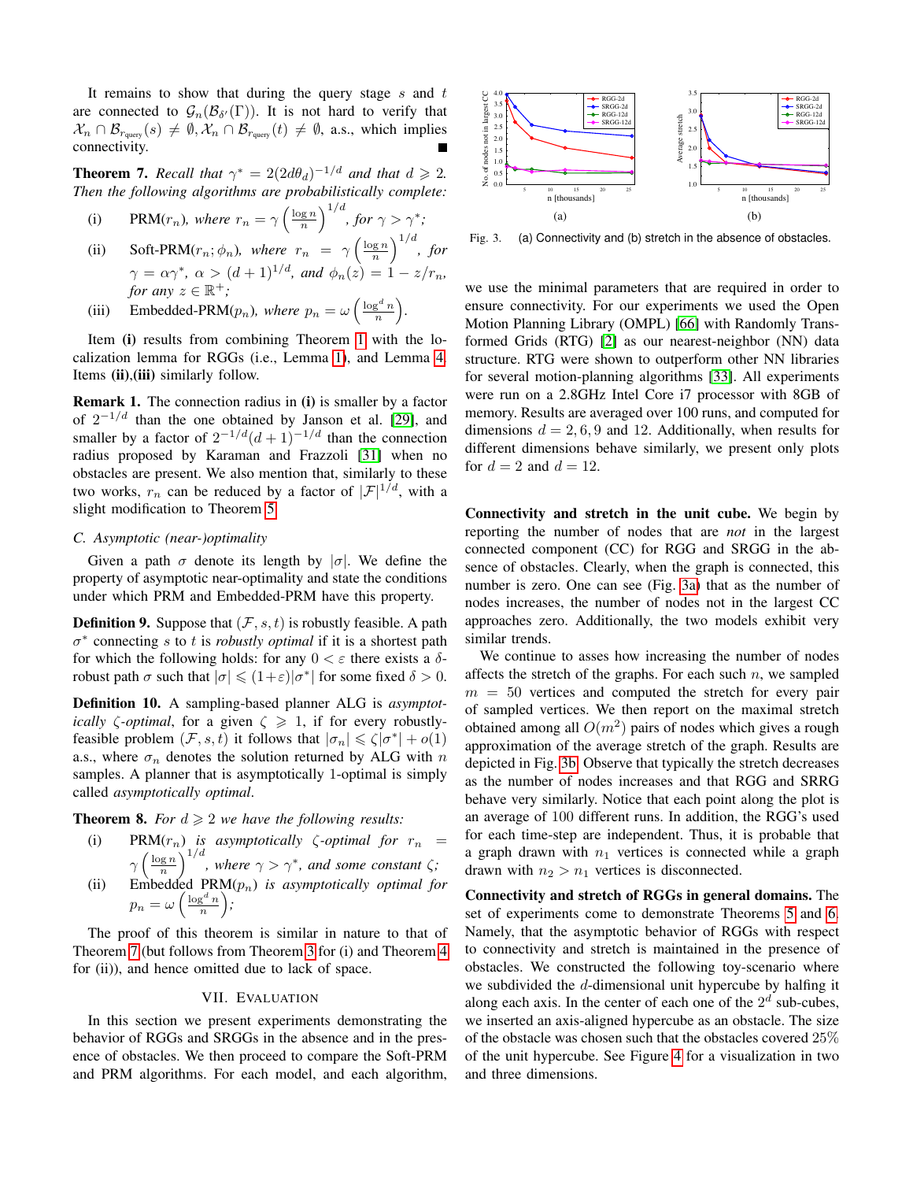It remains to show that during the query stage $s$ and $t$ are connected to $\mathcal{G}_n(\mathcal{B}_{\delta'}(\Gamma))$. It is not hard to verify that $\mathcal{X}_n \cap \mathcal{B}_{r_{\text{query}}}(s) \neq \emptyset, \mathcal{X}_n \cap \mathcal{B}_{r_{\text{query}}}(t) \neq \emptyset$, a.s., which implies connectivity. ∎

**Theorem 7.** *Recall that $\gamma^* = 2(2d\theta_d)^{-1/d}$ and that $d \geqslant 2$. Then the following algorithms are probabilistically complete:*

(i) PRM$(r_n)$*, where $r_n = \gamma \left(\frac{\log n}{n}\right)^{1/d}$, for $\gamma > \gamma^*$;*

(ii) Soft-PRM$(r_n; \phi_n)$*, where $r_n = \gamma \left(\frac{\log n}{n}\right)^{1/d}$, for $\gamma = \alpha\gamma^*$, $\alpha > (d+1)^{1/d}$, and $\phi_n(z) = 1 - z/r_n$, for any $z \in \mathbb{R}^+$;*

(iii) Embedded-PRM$(p_n)$*, where $p_n = \omega\left(\frac{\log^d n}{n}\right)$.*

Item **(i)** results from combining Theorem 1 with the localization lemma for RGGs (i.e., Lemma 1), and Lemma 4. Items **(ii)**,**(iii)** similarly follow.

**Remark 1.** The connection radius in **(i)** is smaller by a factor of $2^{-1/d}$ than the one obtained by Janson et al. [29], and smaller by a factor of $2^{-1/d}(d+1)^{-1/d}$ than the connection radius proposed by Karaman and Frazzoli [31] when no obstacles are present. We also mention that, similarly to these two works, $r_n$ can be reduced by a factor of $|\mathcal{F}|^{1/d}$, with a slight modification to Theorem 5.

### C. Asymptotic (near-)optimality

Given a path $\sigma$ denote its length by $|\sigma|$. We define the property of asymptotic near-optimality and state the conditions under which PRM and Embedded-PRM have this property.

**Definition 9.** Suppose that $(\mathcal{F}, s, t)$ is robustly feasible. A path $\sigma^*$ connecting $s$ to $t$ is *robustly optimal* if it is a shortest path for which the following holds: for any $0 < \varepsilon$ there exists a $\delta$-robust path $\sigma$ such that $|\sigma| \leqslant (1+\varepsilon)|\sigma^*|$ for some fixed $\delta > 0$.

**Definition 10.** A sampling-based planner ALG is *asymptotically $\zeta$-optimal*, for a given $\zeta \geqslant 1$, if for every robustly-feasible problem $(\mathcal{F}, s, t)$ it follows that $|\sigma_n| \leqslant \zeta|\sigma^*| + o(1)$ a.s., where $\sigma_n$ denotes the solution returned by ALG with $n$ samples. A planner that is asymptotically 1-optimal is simply called *asymptotically optimal*.

**Theorem 8.** *For $d \geqslant 2$ we have the following results:*

(i) PRM$(r_n)$ *is asymptotically $\zeta$-optimal for $r_n = \gamma\left(\frac{\log n}{n}\right)^{1/d}$, where $\gamma > \gamma^*$, and some constant $\zeta$;*

(ii) Embedded PRM$(p_n)$ *is asymptotically optimal for $p_n = \omega\left(\frac{\log^d n}{n}\right)$;*

The proof of this theorem is similar in nature to that of Theorem 7 (but follows from Theorem 3 for (i) and Theorem 4 for (ii)), and hence omitted due to lack of space.

## VII. Evaluation

In this section we present experiments demonstrating the behavior of RGGs and SRGGs in the absence and in the presence of obstacles. We then proceed to compare the Soft-PRM and PRM algorithms. For each model, and each algorithm, we use the minimal parameters that are required in order to ensure connectivity. For our experiments we used the Open Motion Planning Library (OMPL) [66] with Randomly Transformed Grids (RTG) [2] as our nearest-neighbor (NN) data structure. RTG were shown to outperform other NN libraries for several motion-planning algorithms [33]. All experiments were run on a 2.8GHz Intel Core i7 processor with 8GB of memory. Results are averaged over 100 runs, and computed for dimensions $d = 2, 6, 9$ and 12. Additionally, when results for different dimensions behave similarly, we present only plots for $d = 2$ and $d = 12$.

Fig. 3. (a) Connectivity and (b) stretch in the absence of obstacles.

**Connectivity and stretch in the unit cube.** We begin by reporting the number of nodes that are *not* in the largest connected component (CC) for RGG and SRGG in the absence of obstacles. Clearly, when the graph is connected, this number is zero. One can see (Fig. 3a) that as the number of nodes increases, the number of nodes not in the largest CC approaches zero. Additionally, the two models exhibit very similar trends.

We continue to asses how increasing the number of nodes affects the stretch of the graphs. For each such $n$, we sampled $m = 50$ vertices and computed the stretch for every pair of sampled vertices. We then report on the maximal stretch obtained among all $O(m^2)$ pairs of nodes which gives a rough approximation of the average stretch of the graph. Results are depicted in Fig. 3b. Observe that typically the stretch decreases as the number of nodes increases and that RGG and SRRG behave very similarly. Notice that each point along the plot is an average of 100 different runs. In addition, the RGG's used for each time-step are independent. Thus, it is probable that a graph drawn with $n_1$ vertices is connected while a graph drawn with $n_2 > n_1$ vertices is disconnected.

**Connectivity and stretch of RGGs in general domains.** The set of experiments come to demonstrate Theorems 5 and 6. Namely, that the asymptotic behavior of RGGs with respect to connectivity and stretch is maintained in the presence of obstacles. We constructed the following toy-scenario where we subdivided the $d$-dimensional unit hypercube by halfing it along each axis. In the center of each one of the $2^d$ sub-cubes, we inserted an axis-aligned hypercube as an obstacle. The size of the obstacle was chosen such that the obstacles covered 25% of the unit hypercube. See Figure 4 for a visualization in two and three dimensions.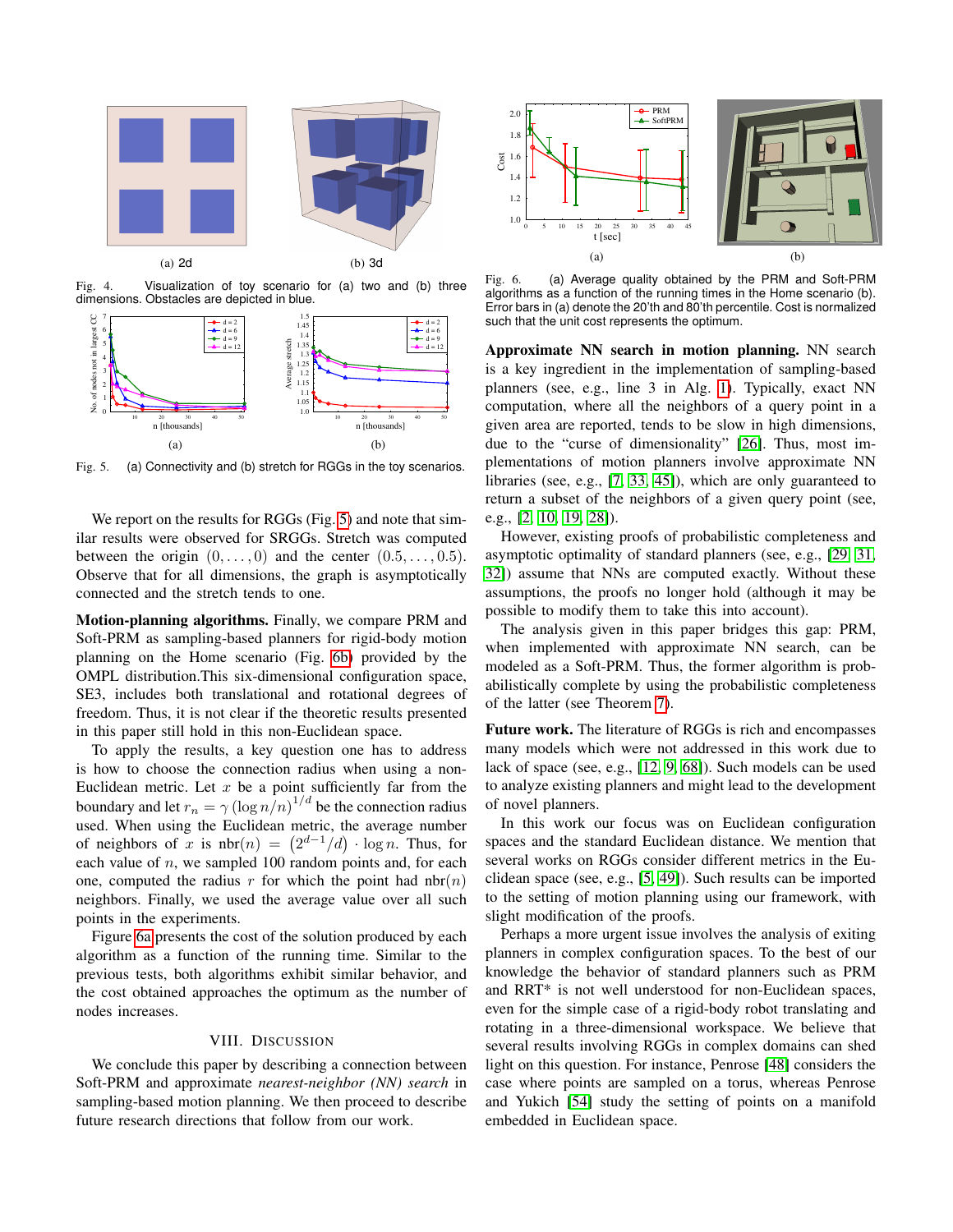(a) 2d

(b) 3d

Fig. 4. Visualization of toy scenario for (a) two and (b) three dimensions. Obstacles are depicted in blue.

(a)

(b)

Fig. 5. (a) Connectivity and (b) stretch for RGGs in the toy scenarios.

We report on the results for RGGs (Fig. 5) and note that similar results were observed for SRGGs. Stretch was computed between the origin $(0, \ldots, 0)$ and the center $(0.5, \ldots, 0.5)$. Observe that for all dimensions, the graph is asymptotically connected and the stretch tends to one.

**Motion-planning algorithms.** Finally, we compare PRM and Soft-PRM as sampling-based planners for rigid-body motion planning on the Home scenario (Fig. 6b) provided by the OMPL distribution.This six-dimensional configuration space, SE3, includes both translational and rotational degrees of freedom. Thus, it is not clear if the theoretic results presented in this paper still hold in this non-Euclidean space.

To apply the results, a key question one has to address is how to choose the connection radius when using a non-Euclidean metric. Let $x$ be a point sufficiently far from the boundary and let $r_n = \gamma (\log n/n)^{1/d}$ be the connection radius used. When using the Euclidean metric, the average number of neighbors of $x$ is $\text{nbr}(n) = \left(2^{d-1}/d\right) \cdot \log n$. Thus, for each value of $n$, we sampled 100 random points and, for each one, computed the radius $r$ for which the point had $\text{nbr}(n)$ neighbors. Finally, we used the average value over all such points in the experiments.

Figure 6a presents the cost of the solution produced by each algorithm as a function of the running time. Similar to the previous tests, both algorithms exhibit similar behavior, and the cost obtained approaches the optimum as the number of nodes increases.

## VIII. Discussion

We conclude this paper by describing a connection between Soft-PRM and approximate *nearest-neighbor (NN) search* in sampling-based motion planning. We then proceed to describe future research directions that follow from our work.

(a)

(b)

Fig. 6. (a) Average quality obtained by the PRM and Soft-PRM algorithms as a function of the running times in the Home scenario (b). Error bars in (a) denote the 20'th and 80'th percentile. Cost is normalized such that the unit cost represents the optimum.

**Approximate NN search in motion planning.** NN search is a key ingredient in the implementation of sampling-based planners (see, e.g., line 3 in Alg. 1). Typically, exact NN computation, where all the neighbors of a query point in a given area are reported, tends to be slow in high dimensions, due to the "curse of dimensionality" [26]. Thus, most implementations of motion planners involve approximate NN libraries (see, e.g., [7, 33, 45]), which are only guaranteed to return a subset of the neighbors of a given query point (see, e.g., [2, 10, 19, 28]).

However, existing proofs of probabilistic completeness and asymptotic optimality of standard planners (see, e.g., [29, 31, 32]) assume that NNs are computed exactly. Without these assumptions, the proofs no longer hold (although it may be possible to modify them to take this into account).

The analysis given in this paper bridges this gap: PRM, when implemented with approximate NN search, can be modeled as a Soft-PRM. Thus, the former algorithm is probabilistically complete by using the probabilistic completeness of the latter (see Theorem 7).

**Future work.** The literature of RGGs is rich and encompasses many models which were not addressed in this work due to lack of space (see, e.g., [12, 9, 68]). Such models can be used to analyze existing planners and might lead to the development of novel planners.

In this work our focus was on Euclidean configuration spaces and the standard Euclidean distance. We mention that several works on RGGs consider different metrics in the Euclidean space (see, e.g., [5, 49]). Such results can be imported to the setting of motion planning using our framework, with slight modification of the proofs.

Perhaps a more urgent issue involves the analysis of exiting planners in complex configuration spaces. To the best of our knowledge the behavior of standard planners such as PRM and RRT* is not well understood for non-Euclidean spaces, even for the simple case of a rigid-body robot translating and rotating in a three-dimensional workspace. We believe that several results involving RGGs in complex domains can shed light on this question. For instance, Penrose [48] considers the case where points are sampled on a torus, whereas Penrose and Yukich [54] study the setting of points on a manifold embedded in Euclidean space.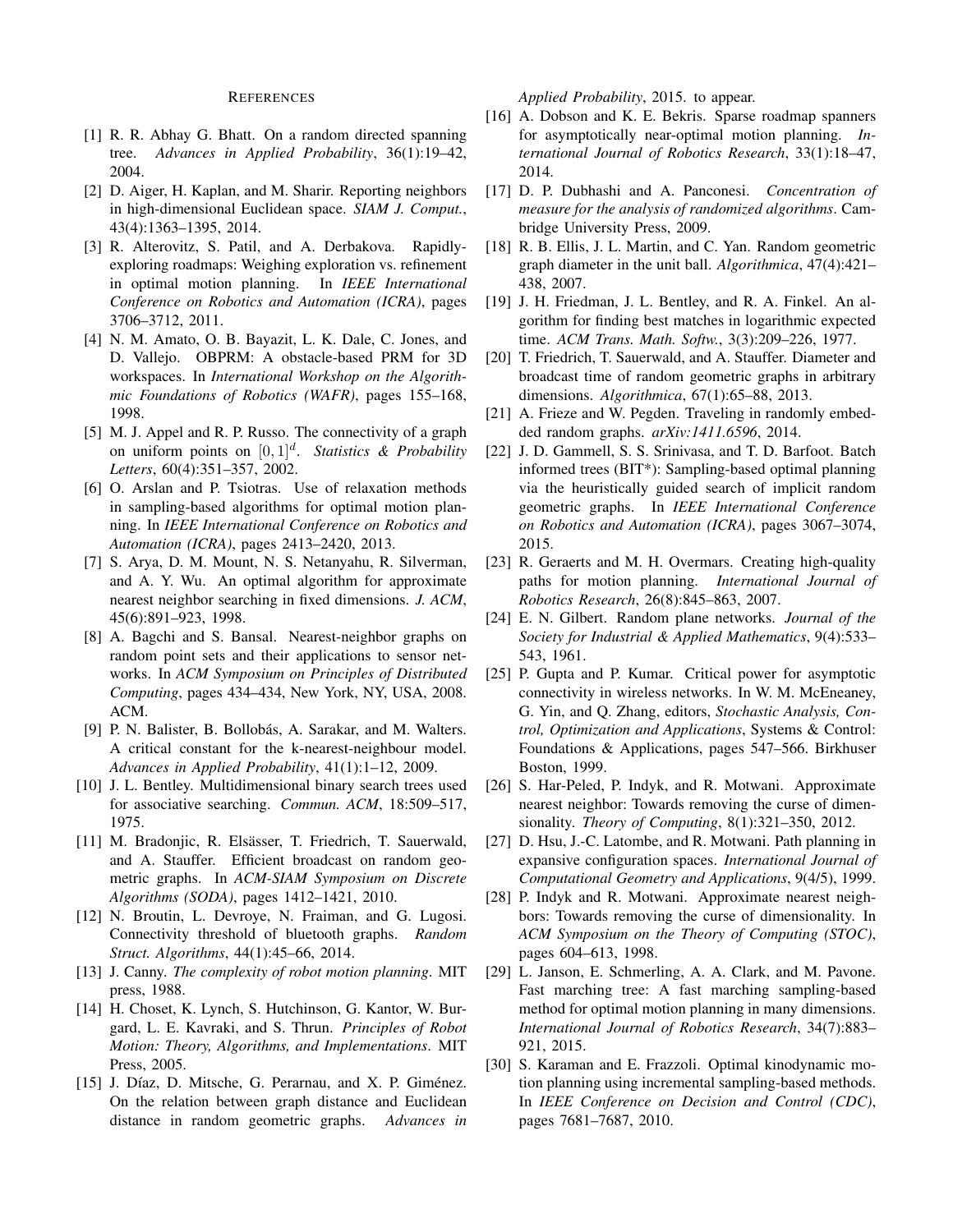## References

[1] R. R. Abhay G. Bhatt. On a random directed spanning tree. *Advances in Applied Probability*, 36(1):19–42, 2004.

[2] D. Aiger, H. Kaplan, and M. Sharir. Reporting neighbors in high-dimensional Euclidean space. *SIAM J. Comput.*, 43(4):1363–1395, 2014.

[3] R. Alterovitz, S. Patil, and A. Derbakova. Rapidly-exploring roadmaps: Weighing exploration vs. refinement in optimal motion planning. In *IEEE International Conference on Robotics and Automation (ICRA)*, pages 3706–3712, 2011.

[4] N. M. Amato, O. B. Bayazit, L. K. Dale, C. Jones, and D. Vallejo. OBPRM: A obstacle-based PRM for 3D workspaces. In *International Workshop on the Algorithmic Foundations of Robotics (WAFR)*, pages 155–168, 1998.

[5] M. J. Appel and R. P. Russo. The connectivity of a graph on uniform points on $[0, 1]^d$. *Statistics & Probability Letters*, 60(4):351–357, 2002.

[6] O. Arslan and P. Tsiotras. Use of relaxation methods in sampling-based algorithms for optimal motion planning. In *IEEE International Conference on Robotics and Automation (ICRA)*, pages 2413–2420, 2013.

[7] S. Arya, D. M. Mount, N. S. Netanyahu, R. Silverman, and A. Y. Wu. An optimal algorithm for approximate nearest neighbor searching in fixed dimensions. *J. ACM*, 45(6):891–923, 1998.

[8] A. Bagchi and S. Bansal. Nearest-neighbor graphs on random point sets and their applications to sensor networks. In *ACM Symposium on Principles of Distributed Computing*, pages 434–434, New York, NY, USA, 2008. ACM.

[9] P. N. Balister, B. Bollobás, A. Sarakar, and M. Walters. A critical constant for the k-nearest-neighbour model. *Advances in Applied Probability*, 41(1):1–12, 2009.

[10] J. L. Bentley. Multidimensional binary search trees used for associative searching. *Commun. ACM*, 18:509–517, 1975.

[11] M. Bradonjic, R. Elsässer, T. Friedrich, T. Sauerwald, and A. Stauffer. Efficient broadcast on random geometric graphs. In *ACM-SIAM Symposium on Discrete Algorithms (SODA)*, pages 1412–1421, 2010.

[12] N. Broutin, L. Devroye, N. Fraiman, and G. Lugosi. Connectivity threshold of bluetooth graphs. *Random Struct. Algorithms*, 44(1):45–66, 2014.

[13] J. Canny. *The complexity of robot motion planning*. MIT press, 1988.

[14] H. Choset, K. Lynch, S. Hutchinson, G. Kantor, W. Burgard, L. E. Kavraki, and S. Thrun. *Principles of Robot Motion: Theory, Algorithms, and Implementations*. MIT Press, 2005.

[15] J. Díaz, D. Mitsche, G. Perarnau, and X. P. Giménez. On the relation between graph distance and Euclidean distance in random geometric graphs. *Advances in Applied Probability*, 2015. to appear.

[16] A. Dobson and K. E. Bekris. Sparse roadmap spanners for asymptotically near-optimal motion planning. *International Journal of Robotics Research*, 33(1):18–47, 2014.

[17] D. P. Dubhashi and A. Panconesi. *Concentration of measure for the analysis of randomized algorithms*. Cambridge University Press, 2009.

[18] R. B. Ellis, J. L. Martin, and C. Yan. Random geometric graph diameter in the unit ball. *Algorithmica*, 47(4):421–438, 2007.

[19] J. H. Friedman, J. L. Bentley, and R. A. Finkel. An algorithm for finding best matches in logarithmic expected time. *ACM Trans. Math. Softw.*, 3(3):209–226, 1977.

[20] T. Friedrich, T. Sauerwald, and A. Stauffer. Diameter and broadcast time of random geometric graphs in arbitrary dimensions. *Algorithmica*, 67(1):65–88, 2013.

[21] A. Frieze and W. Pegden. Traveling in randomly embedded random graphs. *arXiv:1411.6596*, 2014.

[22] J. D. Gammell, S. S. Srinivasa, and T. D. Barfoot. Batch informed trees (BIT*): Sampling-based optimal planning via the heuristically guided search of implicit random geometric graphs. In *IEEE International Conference on Robotics and Automation (ICRA)*, pages 3067–3074, 2015.

[23] R. Geraerts and M. H. Overmars. Creating high-quality paths for motion planning. *International Journal of Robotics Research*, 26(8):845–863, 2007.

[24] E. N. Gilbert. Random plane networks. *Journal of the Society for Industrial & Applied Mathematics*, 9(4):533–543, 1961.

[25] P. Gupta and P. Kumar. Critical power for asymptotic connectivity in wireless networks. In W. M. McEneaney, G. Yin, and Q. Zhang, editors, *Stochastic Analysis, Control, Optimization and Applications*, Systems & Control: Foundations & Applications, pages 547–566. Birkhuser Boston, 1999.

[26] S. Har-Peled, P. Indyk, and R. Motwani. Approximate nearest neighbor: Towards removing the curse of dimensionality. *Theory of Computing*, 8(1):321–350, 2012.

[27] D. Hsu, J.-C. Latombe, and R. Motwani. Path planning in expansive configuration spaces. *International Journal of Computational Geometry and Applications*, 9(4/5), 1999.

[28] P. Indyk and R. Motwani. Approximate nearest neighbors: Towards removing the curse of dimensionality. In *ACM Symposium on the Theory of Computing (STOC)*, pages 604–613, 1998.

[29] L. Janson, E. Schmerling, A. A. Clark, and M. Pavone. Fast marching tree: A fast marching sampling-based method for optimal motion planning in many dimensions. *International Journal of Robotics Research*, 34(7):883–921, 2015.

[30] S. Karaman and E. Frazzoli. Optimal kinodynamic motion planning using incremental sampling-based methods. In *IEEE Conference on Decision and Control (CDC)*, pages 7681–7687, 2010.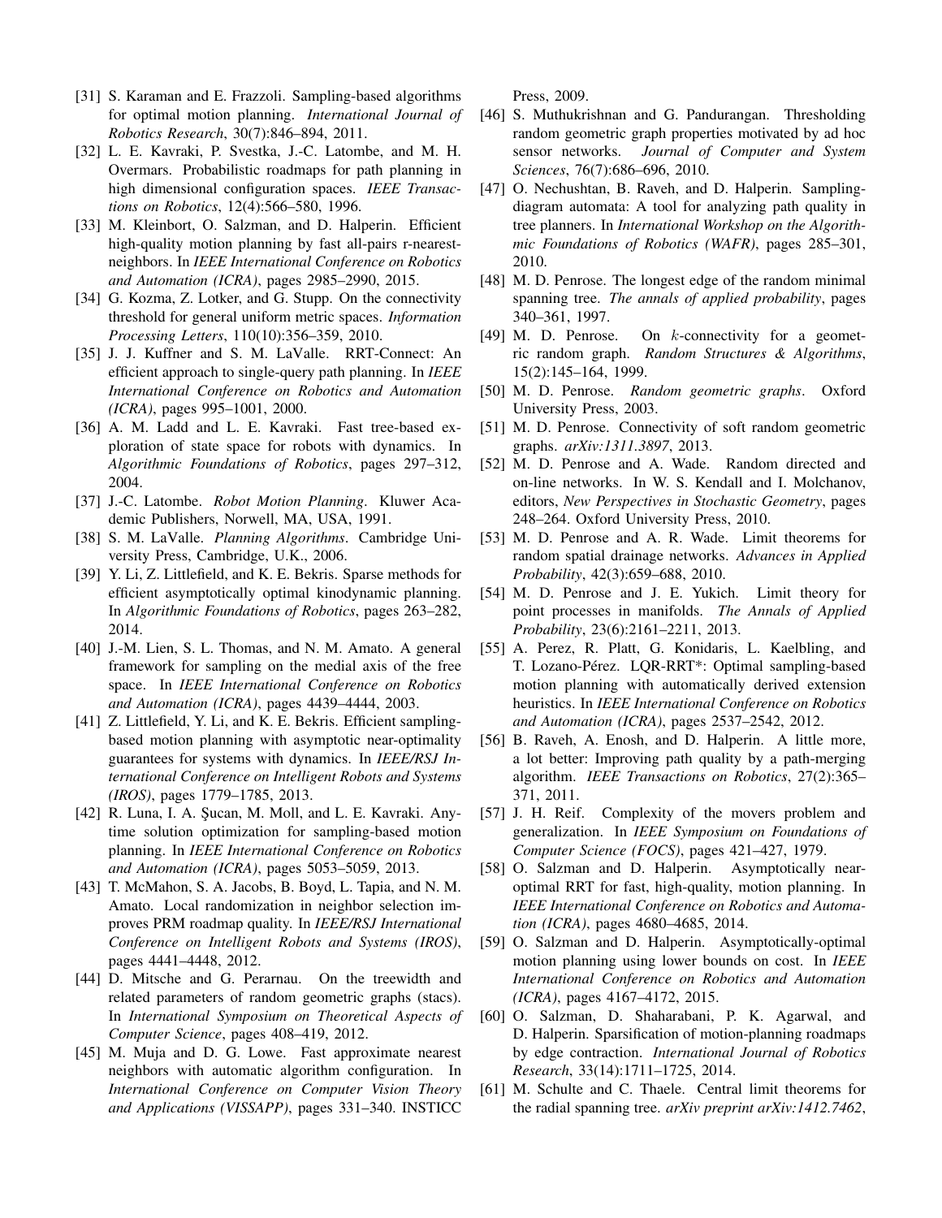[31] S. Karaman and E. Frazzoli. Sampling-based algorithms for optimal motion planning. *International Journal of Robotics Research*, 30(7):846–894, 2011.

[32] L. E. Kavraki, P. Svestka, J.-C. Latombe, and M. H. Overmars. Probabilistic roadmaps for path planning in high dimensional configuration spaces. *IEEE Transactions on Robotics*, 12(4):566–580, 1996.

[33] M. Kleinbort, O. Salzman, and D. Halperin. Efficient high-quality motion planning by fast all-pairs r-nearest-neighbors. In *IEEE International Conference on Robotics and Automation (ICRA)*, pages 2985–2990, 2015.

[34] G. Kozma, Z. Lotker, and G. Stupp. On the connectivity threshold for general uniform metric spaces. *Information Processing Letters*, 110(10):356–359, 2010.

[35] J. J. Kuffner and S. M. LaValle. RRT-Connect: An efficient approach to single-query path planning. In *IEEE International Conference on Robotics and Automation (ICRA)*, pages 995–1001, 2000.

[36] A. M. Ladd and L. E. Kavraki. Fast tree-based exploration of state space for robots with dynamics. In *Algorithmic Foundations of Robotics*, pages 297–312, 2004.

[37] J.-C. Latombe. *Robot Motion Planning*. Kluwer Academic Publishers, Norwell, MA, USA, 1991.

[38] S. M. LaValle. *Planning Algorithms*. Cambridge University Press, Cambridge, U.K., 2006.

[39] Y. Li, Z. Littlefield, and K. E. Bekris. Sparse methods for efficient asymptotically optimal kinodynamic planning. In *Algorithmic Foundations of Robotics*, pages 263–282, 2014.

[40] J.-M. Lien, S. L. Thomas, and N. M. Amato. A general framework for sampling on the medial axis of the free space. In *IEEE International Conference on Robotics and Automation (ICRA)*, pages 4439–4444, 2003.

[41] Z. Littlefield, Y. Li, and K. E. Bekris. Efficient sampling-based motion planning with asymptotic near-optimality guarantees for systems with dynamics. In *IEEE/RSJ International Conference on Intelligent Robots and Systems (IROS)*, pages 1779–1785, 2013.

[42] R. Luna, I. A. Şucan, M. Moll, and L. E. Kavraki. Anytime solution optimization for sampling-based motion planning. In *IEEE International Conference on Robotics and Automation (ICRA)*, pages 5053–5059, 2013.

[43] T. McMahon, S. A. Jacobs, B. Boyd, L. Tapia, and N. M. Amato. Local randomization in neighbor selection improves PRM roadmap quality. In *IEEE/RSJ International Conference on Intelligent Robots and Systems (IROS)*, pages 4441–4448, 2012.

[44] D. Mitsche and G. Perarnau. On the treewidth and related parameters of random geometric graphs (stacs). In *International Symposium on Theoretical Aspects of Computer Science*, pages 408–419, 2012.

[45] M. Muja and D. G. Lowe. Fast approximate nearest neighbors with automatic algorithm configuration. In *International Conference on Computer Vision Theory and Applications (VISSAPP)*, pages 331–340. INSTICC Press, 2009.

[46] S. Muthukrishnan and G. Pandurangan. Thresholding random geometric graph properties motivated by ad hoc sensor networks. *Journal of Computer and System Sciences*, 76(7):686–696, 2010.

[47] O. Nechushtan, B. Raveh, and D. Halperin. Sampling-diagram automata: A tool for analyzing path quality in tree planners. In *International Workshop on the Algorithmic Foundations of Robotics (WAFR)*, pages 285–301, 2010.

[48] M. D. Penrose. The longest edge of the random minimal spanning tree. *The annals of applied probability*, pages 340–361, 1997.

[49] M. D. Penrose. On $k$-connectivity for a geometric random graph. *Random Structures & Algorithms*, 15(2):145–164, 1999.

[50] M. D. Penrose. *Random geometric graphs*. Oxford University Press, 2003.

[51] M. D. Penrose. Connectivity of soft random geometric graphs. *arXiv:1311.3897*, 2013.

[52] M. D. Penrose and A. Wade. Random directed and on-line networks. In W. S. Kendall and I. Molchanov, editors, *New Perspectives in Stochastic Geometry*, pages 248–264. Oxford University Press, 2010.

[53] M. D. Penrose and A. R. Wade. Limit theorems for random spatial drainage networks. *Advances in Applied Probability*, 42(3):659–688, 2010.

[54] M. D. Penrose and J. E. Yukich. Limit theory for point processes in manifolds. *The Annals of Applied Probability*, 23(6):2161–2211, 2013.

[55] A. Perez, R. Platt, G. Konidaris, L. Kaelbling, and T. Lozano-Pérez. LQR-RRT*: Optimal sampling-based motion planning with automatically derived extension heuristics. In *IEEE International Conference on Robotics and Automation (ICRA)*, pages 2537–2542, 2012.

[56] B. Raveh, A. Enosh, and D. Halperin. A little more, a lot better: Improving path quality by a path-merging algorithm. *IEEE Transactions on Robotics*, 27(2):365–371, 2011.

[57] J. H. Reif. Complexity of the movers problem and generalization. In *IEEE Symposium on Foundations of Computer Science (FOCS)*, pages 421–427, 1979.

[58] O. Salzman and D. Halperin. Asymptotically near-optimal RRT for fast, high-quality, motion planning. In *IEEE International Conference on Robotics and Automation (ICRA)*, pages 4680–4685, 2014.

[59] O. Salzman and D. Halperin. Asymptotically-optimal motion planning using lower bounds on cost. In *IEEE International Conference on Robotics and Automation (ICRA)*, pages 4167–4172, 2015.

[60] O. Salzman, D. Shaharabani, P. K. Agarwal, and D. Halperin. Sparsification of motion-planning roadmaps by edge contraction. *International Journal of Robotics Research*, 33(14):1711–1725, 2014.

[61] M. Schulte and C. Thaele. Central limit theorems for the radial spanning tree. *arXiv preprint arXiv:1412.7462*,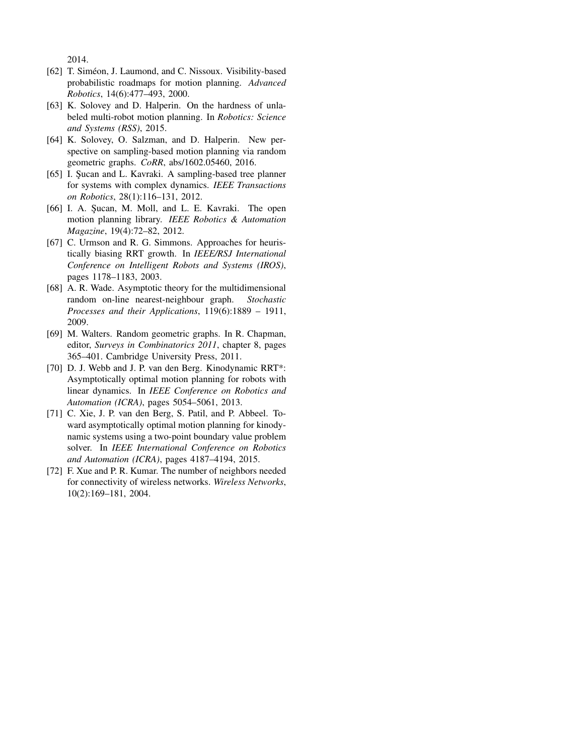2014.

[62] T. Siméon, J. Laumond, and C. Nissoux. Visibility-based probabilistic roadmaps for motion planning. *Advanced Robotics*, 14(6):477–493, 2000.

[63] K. Solovey and D. Halperin. On the hardness of unlabeled multi-robot motion planning. In *Robotics: Science and Systems (RSS)*, 2015.

[64] K. Solovey, O. Salzman, and D. Halperin. New perspective on sampling-based motion planning via random geometric graphs. *CoRR*, abs/1602.05460, 2016.

[65] I. Şucan and L. Kavraki. A sampling-based tree planner for systems with complex dynamics. *IEEE Transactions on Robotics*, 28(1):116–131, 2012.

[66] I. A. Şucan, M. Moll, and L. E. Kavraki. The open motion planning library. *IEEE Robotics & Automation Magazine*, 19(4):72–82, 2012.

[67] C. Urmson and R. G. Simmons. Approaches for heuristically biasing RRT growth. In *IEEE/RSJ International Conference on Intelligent Robots and Systems (IROS)*, pages 1178–1183, 2003.

[68] A. R. Wade. Asymptotic theory for the multidimensional random on-line nearest-neighbour graph. *Stochastic Processes and their Applications*, 119(6):1889 – 1911, 2009.

[69] M. Walters. Random geometric graphs. In R. Chapman, editor, *Surveys in Combinatorics 2011*, chapter 8, pages 365–401. Cambridge University Press, 2011.

[70] D. J. Webb and J. P. van den Berg. Kinodynamic RRT*: Asymptotically optimal motion planning for robots with linear dynamics. In *IEEE Conference on Robotics and Automation (ICRA)*, pages 5054–5061, 2013.

[71] C. Xie, J. P. van den Berg, S. Patil, and P. Abbeel. Toward asymptotically optimal motion planning for kinodynamic systems using a two-point boundary value problem solver. In *IEEE International Conference on Robotics and Automation (ICRA)*, pages 4187–4194, 2015.

[72] F. Xue and P. R. Kumar. The number of neighbors needed for connectivity of wireless networks. *Wireless Networks*, 10(2):169–181, 2004.